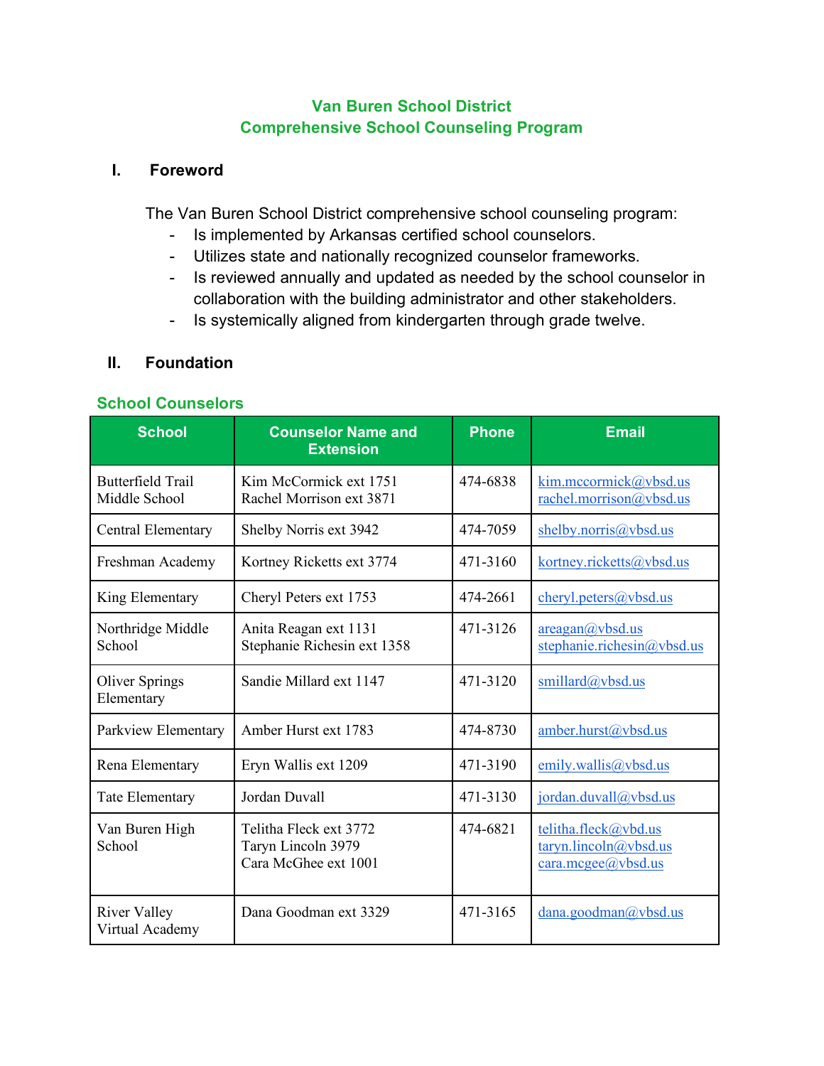# Van Buren School District
# Comprehensive School Counseling Program

## I. Foreword

The Van Buren School District comprehensive school counseling program:

- Is implemented by Arkansas certified school counselors.
- Utilizes state and nationally recognized counselor frameworks.
- Is reviewed annually and updated as needed by the school counselor in collaboration with the building administrator and other stakeholders.
- Is systemically aligned from kindergarten through grade twelve.

## II. Foundation

### School Counselors

| School | Counselor Name and Extension | Phone | Email |
|---|---|---|---|
| Butterfield Trail Middle School | Kim McCormick ext 1751<br>Rachel Morrison ext 3871 | 474-6838 | kim.mccormick@vbsd.us<br>rachel.morrison@vbsd.us |
| Central Elementary | Shelby Norris ext 3942 | 474-7059 | shelby.norris@vbsd.us |
| Freshman Academy | Kortney Ricketts ext 3774 | 471-3160 | kortney.ricketts@vbsd.us |
| King Elementary | Cheryl Peters ext 1753 | 474-2661 | cheryl.peters@vbsd.us |
| Northridge Middle School | Anita Reagan ext 1131<br>Stephanie Richesin ext 1358 | 471-3126 | areagan@vbsd.us<br>stephanie.richesin@vbsd.us |
| Oliver Springs Elementary | Sandie Millard ext 1147 | 471-3120 | smillard@vbsd.us |
| Parkview Elementary | Amber Hurst ext 1783 | 474-8730 | amber.hurst@vbsd.us |
| Rena Elementary | Eryn Wallis ext 1209 | 471-3190 | emily.wallis@vbsd.us |
| Tate Elementary | Jordan Duvall | 471-3130 | jordan.duvall@vbsd.us |
| Van Buren High School | Telitha Fleck ext 3772<br>Taryn Lincoln 3979<br>Cara McGhee ext 1001 | 474-6821 | telitha.fleck@vbd.us<br>taryn.lincoln@vbsd.us<br>cara.mcgee@vbsd.us |
| River Valley Virtual Academy | Dana Goodman ext 3329 | 471-3165 | dana.goodman@vbsd.us |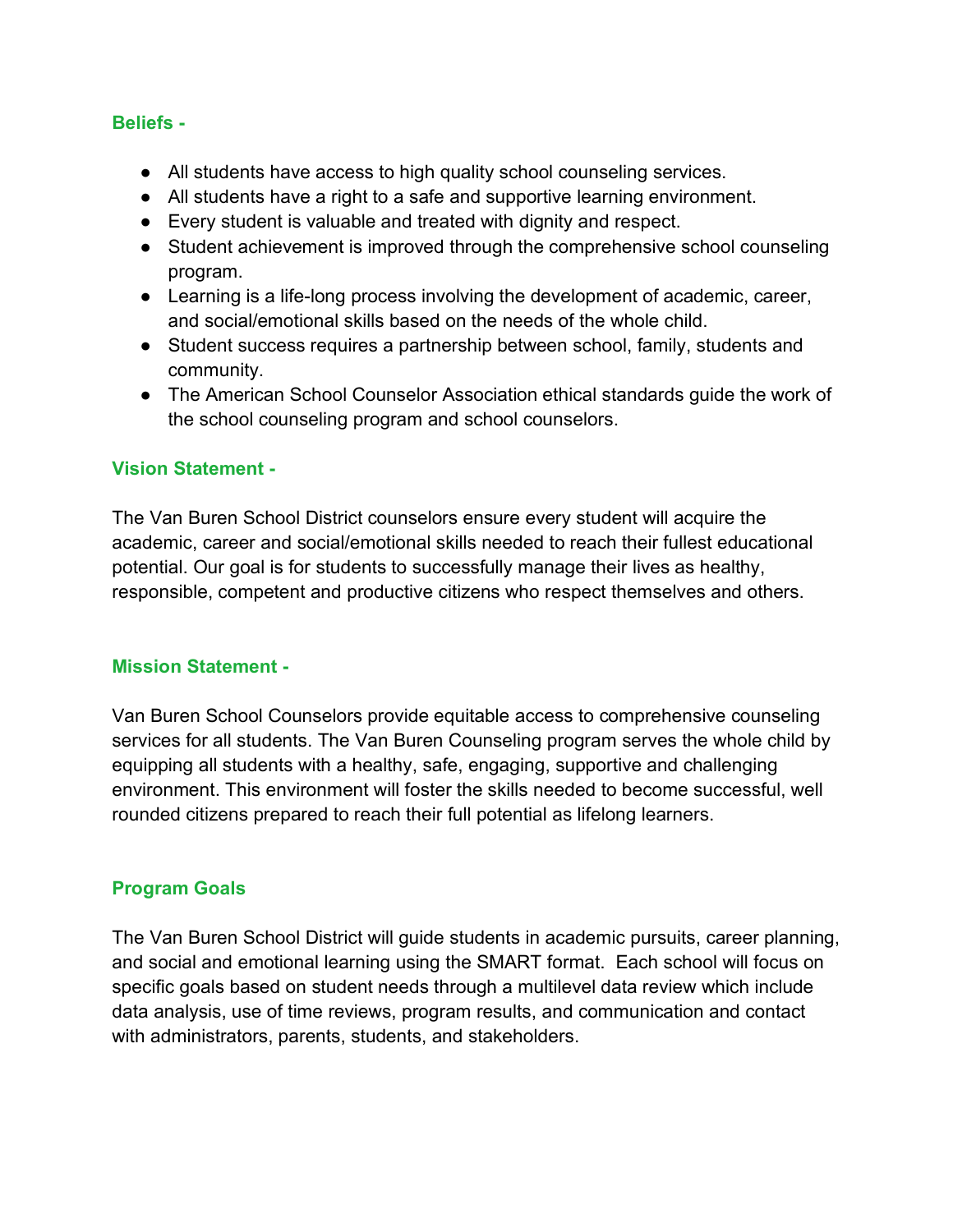## Beliefs -

- All students have access to high quality school counseling services.
- All students have a right to a safe and supportive learning environment.
- Every student is valuable and treated with dignity and respect.
- Student achievement is improved through the comprehensive school counseling program.
- Learning is a life-long process involving the development of academic, career, and social/emotional skills based on the needs of the whole child.
- Student success requires a partnership between school, family, students and community.
- The American School Counselor Association ethical standards guide the work of the school counseling program and school counselors.

## Vision Statement -

The Van Buren School District counselors ensure every student will acquire the academic, career and social/emotional skills needed to reach their fullest educational potential. Our goal is for students to successfully manage their lives as healthy, responsible, competent and productive citizens who respect themselves and others.

## Mission Statement -

Van Buren School Counselors provide equitable access to comprehensive counseling services for all students. The Van Buren Counseling program serves the whole child by equipping all students with a healthy, safe, engaging, supportive and challenging environment. This environment will foster the skills needed to become successful, well rounded citizens prepared to reach their full potential as lifelong learners.

## Program Goals

The Van Buren School District will guide students in academic pursuits, career planning, and social and emotional learning using the SMART format. Each school will focus on specific goals based on student needs through a multilevel data review which include data analysis, use of time reviews, program results, and communication and contact with administrators, parents, students, and stakeholders.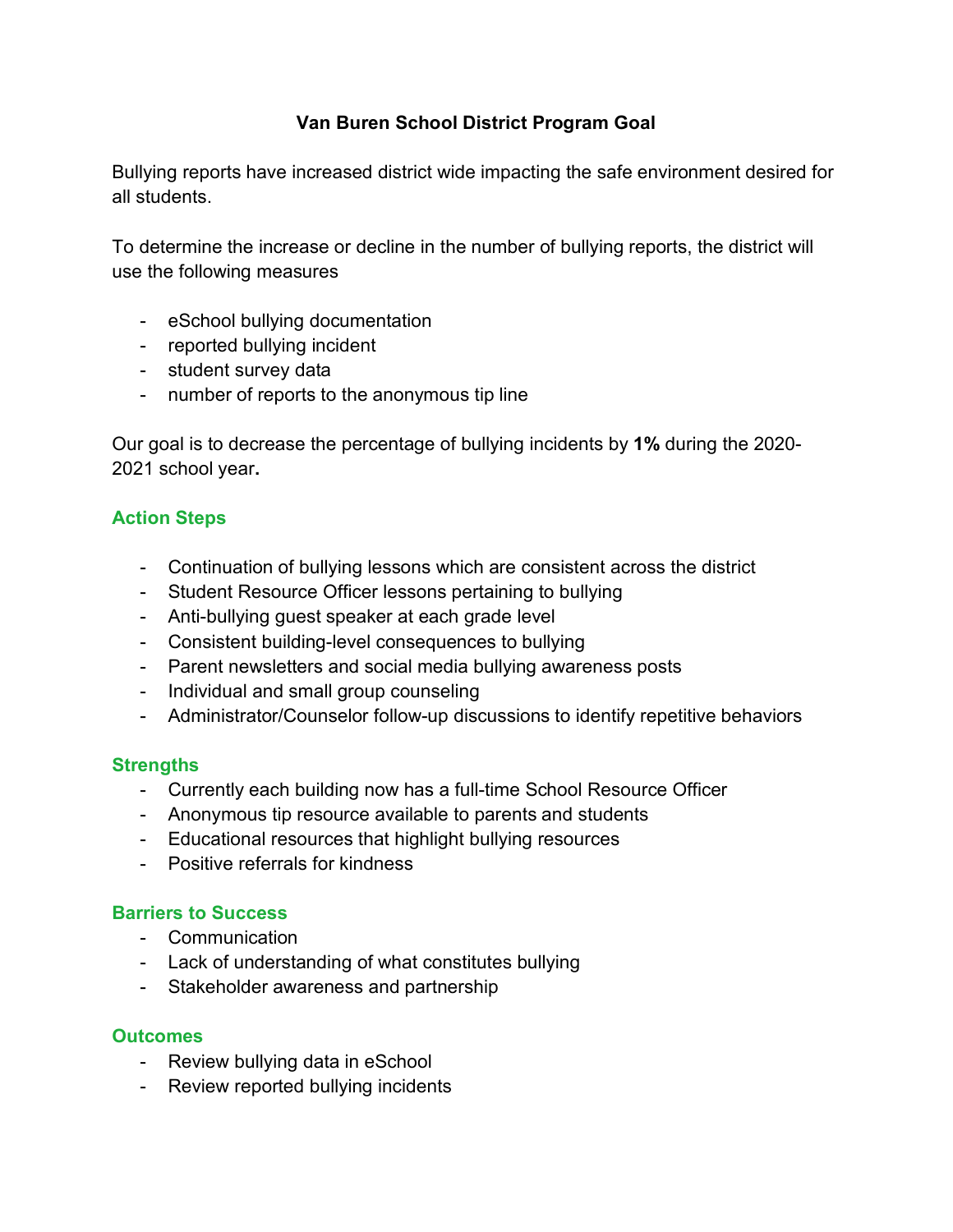# Van Buren School District Program Goal

Bullying reports have increased district wide impacting the safe environment desired for all students.

To determine the increase or decline in the number of bullying reports, the district will use the following measures

- eSchool bullying documentation
- reported bullying incident
- student survey data
- number of reports to the anonymous tip line

Our goal is to decrease the percentage of bullying incidents by **1%** during the 2020-2021 school year**.**

## Action Steps

- Continuation of bullying lessons which are consistent across the district
- Student Resource Officer lessons pertaining to bullying
- Anti-bullying guest speaker at each grade level
- Consistent building-level consequences to bullying
- Parent newsletters and social media bullying awareness posts
- Individual and small group counseling
- Administrator/Counselor follow-up discussions to identify repetitive behaviors

## Strengths

- Currently each building now has a full-time School Resource Officer
- Anonymous tip resource available to parents and students
- Educational resources that highlight bullying resources
- Positive referrals for kindness

## Barriers to Success

- Communication
- Lack of understanding of what constitutes bullying
- Stakeholder awareness and partnership

## Outcomes

- Review bullying data in eSchool
- Review reported bullying incidents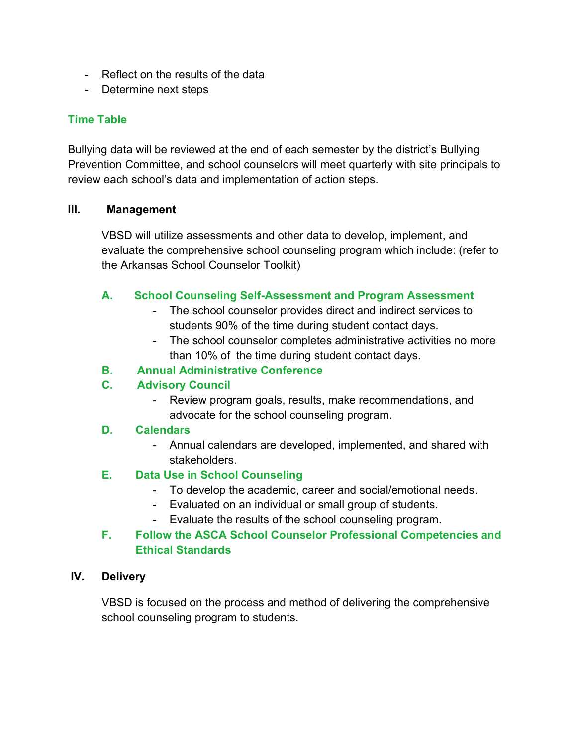- Reflect on the results of the data
- Determine next steps

### Time Table

Bullying data will be reviewed at the end of each semester by the district's Bullying Prevention Committee, and school counselors will meet quarterly with site principals to review each school's data and implementation of action steps.

## III. Management

VBSD will utilize assessments and other data to develop, implement, and evaluate the comprehensive school counseling program which include: (refer to the Arkansas School Counselor Toolkit)

### A. School Counseling Self-Assessment and Program Assessment

- The school counselor provides direct and indirect services to students 90% of the time during student contact days.
- The school counselor completes administrative activities no more than 10% of the time during student contact days.

### B. Annual Administrative Conference

### C. Advisory Council

- Review program goals, results, make recommendations, and advocate for the school counseling program.

### D. Calendars

- Annual calendars are developed, implemented, and shared with stakeholders.

### E. Data Use in School Counseling

- To develop the academic, career and social/emotional needs.
- Evaluated on an individual or small group of students.
- Evaluate the results of the school counseling program.

### F. Follow the ASCA School Counselor Professional Competencies and Ethical Standards

## IV. Delivery

VBSD is focused on the process and method of delivering the comprehensive school counseling program to students.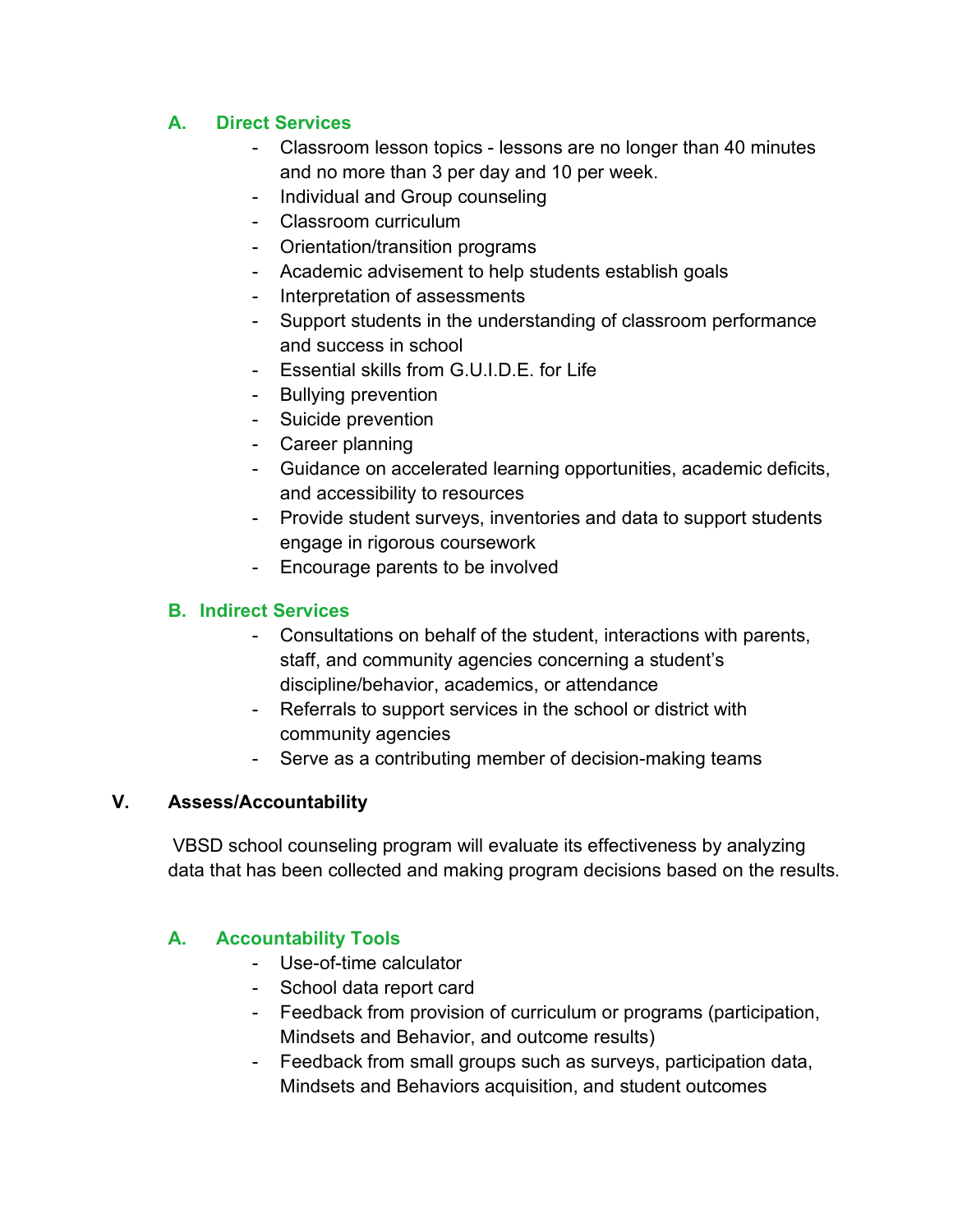### A. Direct Services

- Classroom lesson topics - lessons are no longer than 40 minutes and no more than 3 per day and 10 per week.
- Individual and Group counseling
- Classroom curriculum
- Orientation/transition programs
- Academic advisement to help students establish goals
- Interpretation of assessments
- Support students in the understanding of classroom performance and success in school
- Essential skills from G.U.I.D.E. for Life
- Bullying prevention
- Suicide prevention
- Career planning
- Guidance on accelerated learning opportunities, academic deficits, and accessibility to resources
- Provide student surveys, inventories and data to support students engage in rigorous coursework
- Encourage parents to be involved

### B. Indirect Services

- Consultations on behalf of the student, interactions with parents, staff, and community agencies concerning a student's discipline/behavior, academics, or attendance
- Referrals to support services in the school or district with community agencies
- Serve as a contributing member of decision-making teams

## V. Assess/Accountability

VBSD school counseling program will evaluate its effectiveness by analyzing data that has been collected and making program decisions based on the results.

### A. Accountability Tools

- Use-of-time calculator
- School data report card
- Feedback from provision of curriculum or programs (participation, Mindsets and Behavior, and outcome results)
- Feedback from small groups such as surveys, participation data, Mindsets and Behaviors acquisition, and student outcomes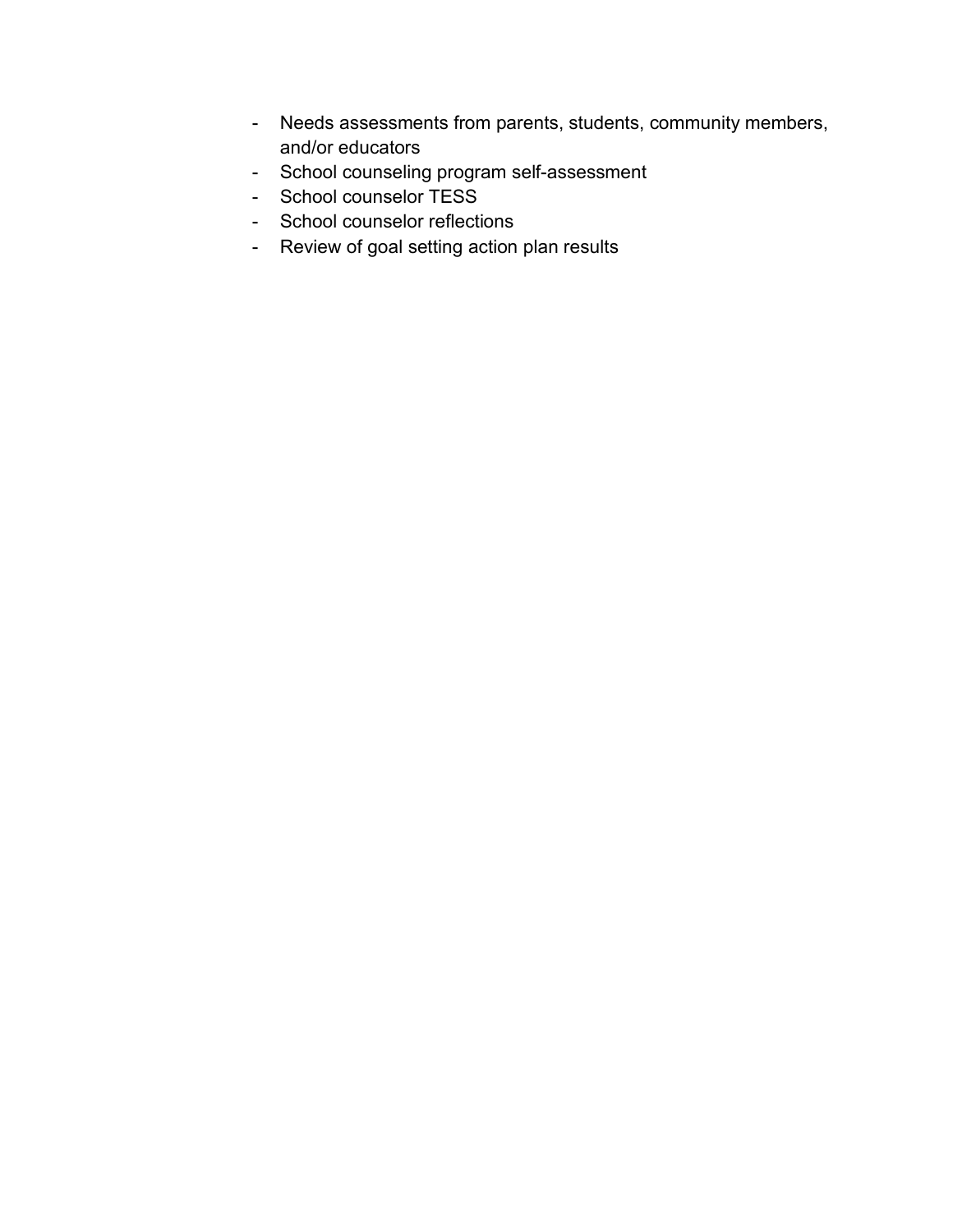- Needs assessments from parents, students, community members, and/or educators
- School counseling program self-assessment
- School counselor TESS
- School counselor reflections
- Review of goal setting action plan results